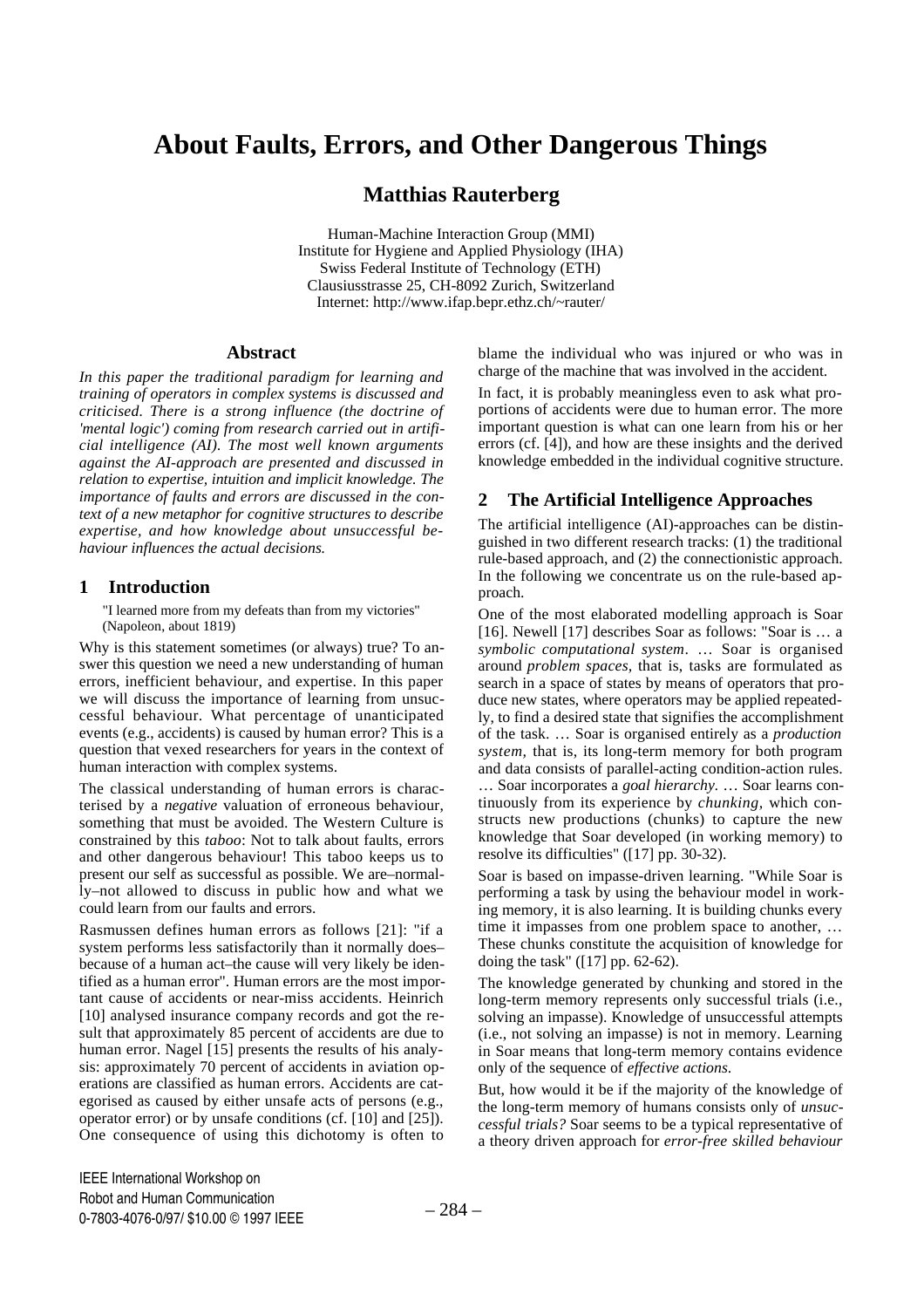# About Faults, Errors, and Other Dangerous Things

## Matthias Rauterberg

Human-Machine Interaction Group (MMI)
Institute for Hygiene and Applied Physiology (IHA)
Swiss Federal Institute of Technology (ETH)
Clausiusstrasse 25, CH-8092 Zurich, Switzerland
Internet: http://www.ifap.bepr.ethz.ch/~rauter/

### Abstract

*In this paper the traditional paradigm for learning and training of operators in complex systems is discussed and criticised. There is a strong influence (the doctrine of 'mental logic') coming from research carried out in artificial intelligence (AI). The most well known arguments against the AI-approach are presented and discussed in relation to expertise, intuition and implicit knowledge. The importance of faults and errors are discussed in the context of a new metaphor for cognitive structures to describe expertise, and how knowledge about unsuccessful behaviour influences the actual decisions.*

## 1 Introduction

"I learned more from my defeats than from my victories" (Napoleon, about 1819)

Why is this statement sometimes (or always) true? To answer this question we need a new understanding of human errors, inefficient behaviour, and expertise. In this paper we will discuss the importance of learning from unsuccessful behaviour. What percentage of unanticipated events (e.g., accidents) is caused by human error? This is a question that vexed researchers for years in the context of human interaction with complex systems.

The classical understanding of human errors is characterised by a *negative* valuation of erroneous behaviour, something that must be avoided. The Western Culture is constrained by this *taboo*: Not to talk about faults, errors and other dangerous behaviour! This taboo keeps us to present our self as successful as possible. We are–normally–not allowed to discuss in public how and what we could learn from our faults and errors.

Rasmussen defines human errors as follows [21]: "if a system performs less satisfactorily than it normally does–because of a human act–the cause will very likely be identified as a human error". Human errors are the most important cause of accidents or near-miss accidents. Heinrich [10] analysed insurance company records and got the result that approximately 85 percent of accidents are due to human error. Nagel [15] presents the results of his analysis: approximately 70 percent of accidents in aviation operations are classified as human errors. Accidents are categorised as caused by either unsafe acts of persons (e.g., operator error) or by unsafe conditions (cf. [10] and [25]). One consequence of using this dichotomy is often to blame the individual who was injured or who was in charge of the machine that was involved in the accident.

In fact, it is probably meaningless even to ask what proportions of accidents were due to human error. The more important question is what can one learn from his or her errors (cf. [4]), and how are these insights and the derived knowledge embedded in the individual cognitive structure.

## 2 The Artificial Intelligence Approaches

The artificial intelligence (AI)-approaches can be distinguished in two different research tracks: (1) the traditional rule-based approach, and (2) the connectionistic approach. In the following we concentrate us on the rule-based approach.

One of the most elaborated modelling approach is Soar [16]. Newell [17] describes Soar as follows: "Soar is … a *symbolic computational system*. … Soar is organised around *problem spaces*, that is, tasks are formulated as search in a space of states by means of operators that produce new states, where operators may be applied repeatedly, to find a desired state that signifies the accomplishment of the task. … Soar is organised entirely as a *production system*, that is, its long-term memory for both program and data consists of parallel-acting condition-action rules. … Soar incorporates a *goal hierarchy*. … Soar learns continuously from its experience by *chunking*, which constructs new productions (chunks) to capture the new knowledge that Soar developed (in working memory) to resolve its difficulties" ([17] pp. 30-32).

Soar is based on impasse-driven learning. "While Soar is performing a task by using the behaviour model in working memory, it is also learning. It is building chunks every time it impasses from one problem space to another, … These chunks constitute the acquisition of knowledge for doing the task" ([17] pp. 62-62).

The knowledge generated by chunking and stored in the long-term memory represents only successful trials (i.e., solving an impasse). Knowledge of unsuccessful attempts (i.e., not solving an impasse) is not in memory. Learning in Soar means that long-term memory contains evidence only of the sequence of *effective actions*.

But, how would it be if the majority of the knowledge of the long-term memory of humans consists only of *unsuccessful trials?* Soar seems to be a typical representative of a theory driven approach for *error-free skilled behaviour*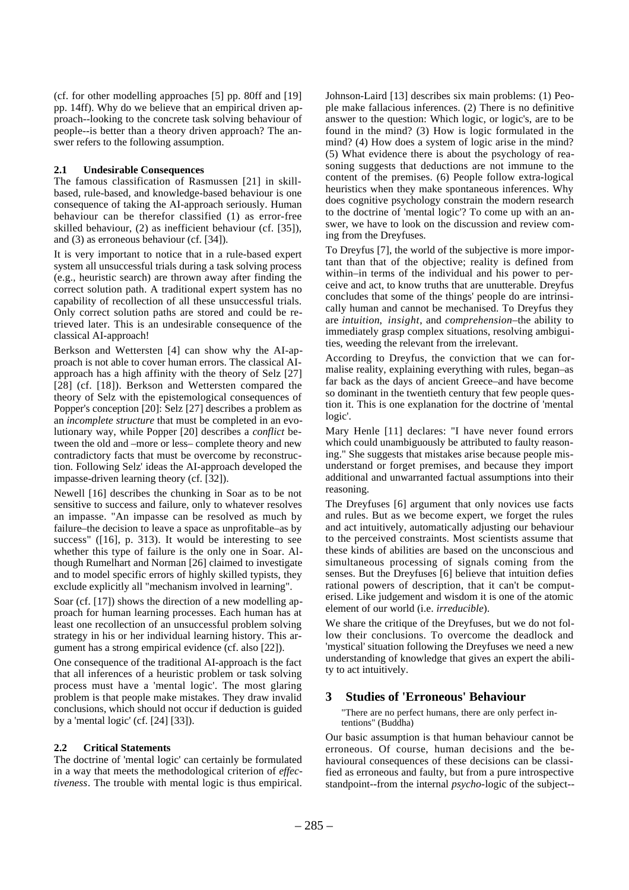(cf. for other modelling approaches [5] pp. 80ff and [19] pp. 14ff). Why do we believe that an empirical driven approach--looking to the concrete task solving behaviour of people--is better than a theory driven approach? The answer refers to the following assumption.

### 2.1 Undesirable Consequences

The famous classification of Rasmussen [21] in skill-based, rule-based, and knowledge-based behaviour is one consequence of taking the AI-approach seriously. Human behaviour can be therefor classified (1) as error-free skilled behaviour, (2) as inefficient behaviour (cf. [35]), and (3) as erroneous behaviour (cf. [34]).

It is very important to notice that in a rule-based expert system all unsuccessful trials during a task solving process (e.g., heuristic search) are thrown away after finding the correct solution path. A traditional expert system has no capability of recollection of all these unsuccessful trials. Only correct solution paths are stored and could be retrieved later. This is an undesirable consequence of the classical AI-approach!

Berkson and Wettersten [4] can show why the AI-approach is not able to cover human errors. The classical AI-approach has a high affinity with the theory of Selz [27] [28] (cf. [18]). Berkson and Wettersten compared the theory of Selz with the epistemological consequences of Popper's conception [20]: Selz [27] describes a problem as an *incomplete structure* that must be completed in an evolutionary way, while Popper [20] describes a *conflict* between the old and –more or less– complete theory and new contradictory facts that must be overcome by reconstruction. Following Selz' ideas the AI-approach developed the impasse-driven learning theory (cf. [32]).

Newell [16] describes the chunking in Soar as to be not sensitive to success and failure, only to whatever resolves an impasse. "An impasse can be resolved as much by failure–the decision to leave a space as unprofitable–as by success" ([16], p. 313). It would be interesting to see whether this type of failure is the only one in Soar. Although Rumelhart and Norman [26] claimed to investigate and to model specific errors of highly skilled typists, they exclude explicitly all "mechanism involved in learning".

Soar (cf. [17]) shows the direction of a new modelling approach for human learning processes. Each human has at least one recollection of an unsuccessful problem solving strategy in his or her individual learning history. This argument has a strong empirical evidence (cf. also [22]).

One consequence of the traditional AI-approach is the fact that all inferences of a heuristic problem or task solving process must have a 'mental logic'. The most glaring problem is that people make mistakes. They draw invalid conclusions, which should not occur if deduction is guided by a 'mental logic' (cf. [24] [33]).

### 2.2 Critical Statements

The doctrine of 'mental logic' can certainly be formulated in a way that meets the methodological criterion of *effectiveness*. The trouble with mental logic is thus empirical. Johnson-Laird [13] describes six main problems: (1) People make fallacious inferences. (2) There is no definitive answer to the question: Which logic, or logic's, are to be found in the mind? (3) How is logic formulated in the mind? (4) How does a system of logic arise in the mind? (5) What evidence there is about the psychology of reasoning suggests that deductions are not immune to the content of the premises. (6) People follow extra-logical heuristics when they make spontaneous inferences. Why does cognitive psychology constrain the modern research to the doctrine of 'mental logic'? To come up with an answer, we have to look on the discussion and review coming from the Dreyfuses.

To Dreyfus [7], the world of the subjective is more important than that of the objective; reality is defined from within–in terms of the individual and his power to perceive and act, to know truths that are unutterable. Dreyfus concludes that some of the things' people do are intrinsically human and cannot be mechanised. To Dreyfus they are *intuition*, *insight*, and *comprehension*–the ability to immediately grasp complex situations, resolving ambiguities, weeding the relevant from the irrelevant.

According to Dreyfus, the conviction that we can formalise reality, explaining everything with rules, began–as far back as the days of ancient Greece–and have become so dominant in the twentieth century that few people question it. This is one explanation for the doctrine of 'mental logic'.

Mary Henle [11] declares: "I have never found errors which could unambiguously be attributed to faulty reasoning." She suggests that mistakes arise because people misunderstand or forget premises, and because they import additional and unwarranted factual assumptions into their reasoning.

The Dreyfuses [6] argument that only novices use facts and rules. But as we become expert, we forget the rules and act intuitively, automatically adjusting our behaviour to the perceived constraints. Most scientists assume that these kinds of abilities are based on the unconscious and simultaneous processing of signals coming from the senses. But the Dreyfuses [6] believe that intuition defies rational powers of description, that it can't be computerised. Like judgement and wisdom it is one of the atomic element of our world (i.e. *irreducible*).

We share the critique of the Dreyfuses, but we do not follow their conclusions. To overcome the deadlock and 'mystical' situation following the Dreyfuses we need a new understanding of knowledge that gives an expert the ability to act intuitively.

## 3 Studies of 'Erroneous' Behaviour

> "There are no perfect humans, there are only perfect intentions" (Buddha)

Our basic assumption is that human behaviour cannot be erroneous. Of course, human decisions and the behavioural consequences of these decisions can be classified as erroneous and faulty, but from a pure introspective standpoint--from the internal *psycho*-logic of the subject--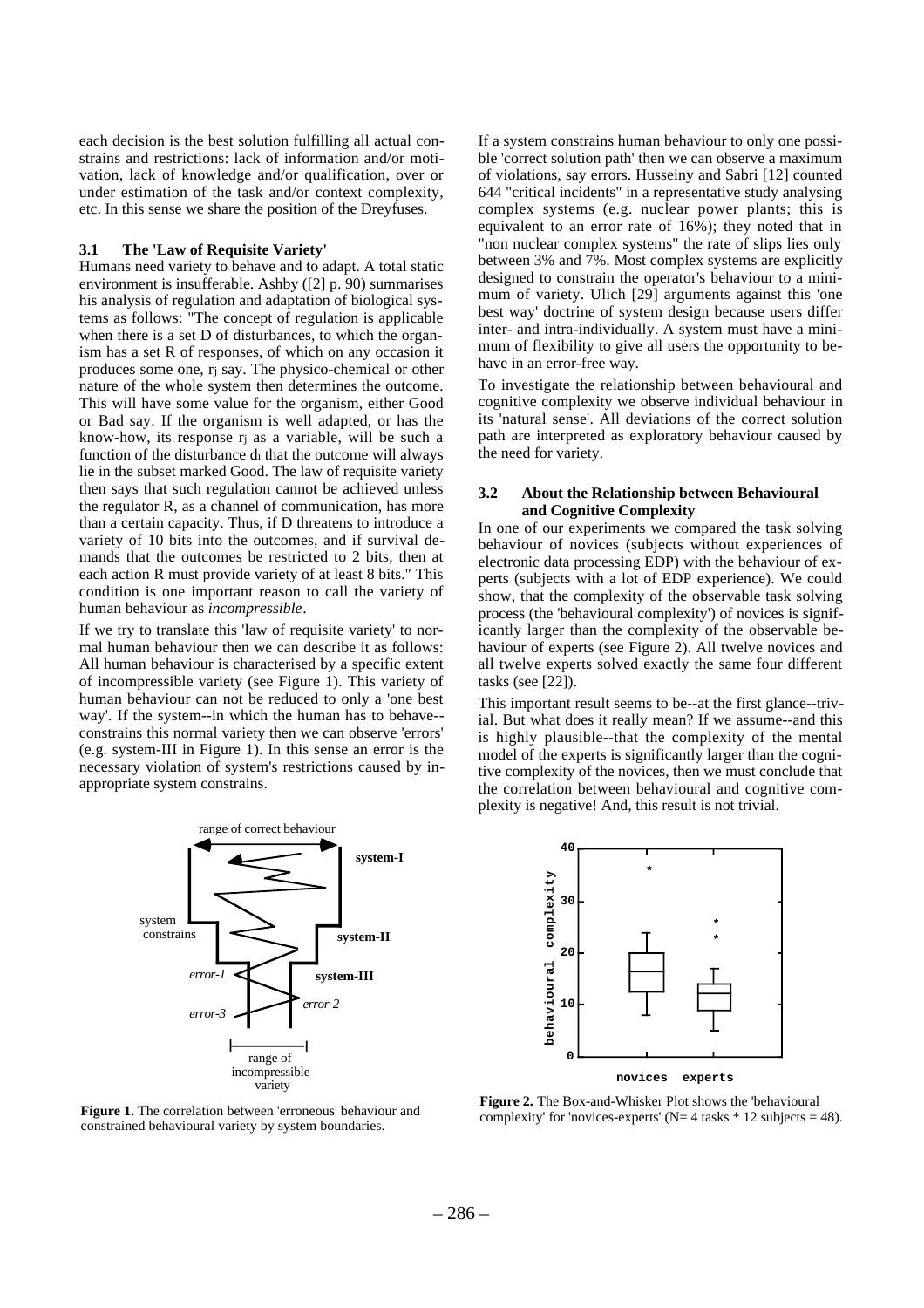each decision is the best solution fulfilling all actual constrains and restrictions: lack of information and/or motivation, lack of knowledge and/or qualification, over or under estimation of the task and/or context complexity, etc. In this sense we share the position of the Dreyfuses.

### 3.1 The 'Law of Requisite Variety'

Humans need variety to behave and to adapt. A total static environment is insufferable. Ashby ([2] p. 90) summarises his analysis of regulation and adaptation of biological systems as follows: "The concept of regulation is applicable when there is a set D of disturbances, to which the organism has a set R of responses, of which on any occasion it produces some one, $r_j$ say. The physico-chemical or other nature of the whole system then determines the outcome. This will have some value for the organism, either Good or Bad say. If the organism is well adapted, or has the know-how, its response $r_j$ as a variable, will be such a function of the disturbance $d_i$ that the outcome will always lie in the subset marked Good. The law of requisite variety then says that such regulation cannot be achieved unless the regulator R, as a channel of communication, has more than a certain capacity. Thus, if D threatens to introduce a variety of 10 bits into the outcomes, and if survival demands that the outcomes be restricted to 2 bits, then at each action R must provide variety of at least 8 bits." This condition is one important reason to call the variety of human behaviour as *incompressible*.

If we try to translate this 'law of requisite variety' to normal human behaviour then we can describe it as follows: All human behaviour is characterised by a specific extent of incompressible variety (see Figure 1). This variety of human behaviour can not be reduced to only a 'one best way'. If the system--in which the human has to behave--constrains this normal variety then we can observe 'errors' (e.g. system-III in Figure 1). In this sense an error is the necessary violation of system's restrictions caused by inappropriate system constrains.

**Figure 1.** The correlation between 'erroneous' behaviour and constrained behavioural variety by system boundaries.

If a system constrains human behaviour to only one possible 'correct solution path' then we can observe a maximum of violations, say errors. Husseiny and Sabri [12] counted 644 "critical incidents" in a representative study analysing complex systems (e.g. nuclear power plants; this is equivalent to an error rate of 16%); they noted that in "non nuclear complex systems" the rate of slips lies only between 3% and 7%. Most complex systems are explicitly designed to constrain the operator's behaviour to a minimum of variety. Ulich [29] arguments against this 'one best way' doctrine of system design because users differ inter- and intra-individually. A system must have a minimum of flexibility to give all users the opportunity to behave in an error-free way.

To investigate the relationship between behavioural and cognitive complexity we observe individual behaviour in its 'natural sense'. All deviations of the correct solution path are interpreted as exploratory behaviour caused by the need for variety.

### 3.2 About the Relationship between Behavioural and Cognitive Complexity

In one of our experiments we compared the task solving behaviour of novices (subjects without experiences of electronic data processing EDP) with the behaviour of experts (subjects with a lot of EDP experience). We could show, that the complexity of the observable task solving process (the 'behavioural complexity') of novices is significantly larger than the complexity of the observable behaviour of experts (see Figure 2). All twelve novices and all twelve experts solved exactly the same four different tasks (see [22]).

This important result seems to be--at the first glance--trivial. But what does it really mean? If we assume--and this is highly plausible--that the complexity of the mental model of the experts is significantly larger than the cognitive complexity of the novices, then we must conclude that the correlation between behavioural and cognitive complexity is negative! And, this result is not trivial.

**Figure 2.** The Box-and-Whisker Plot shows the 'behavioural complexity' for 'novices-experts' (N= 4 tasks * 12 subjects = 48).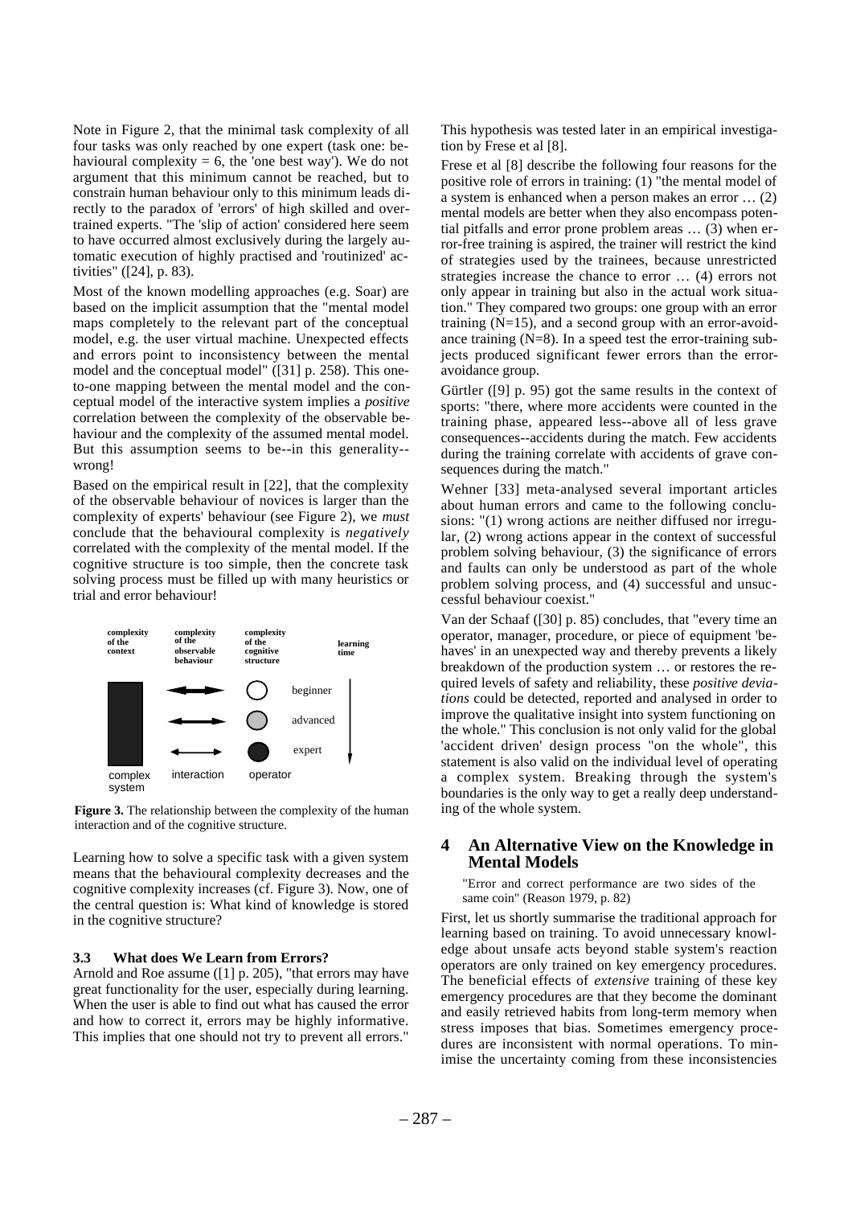Note in Figure 2, that the minimal task complexity of all four tasks was only reached by one expert (task one: behavioural complexity = 6, the 'one best way'). We do not argument that this minimum cannot be reached, but to constrain human behaviour only to this minimum leads directly to the paradox of 'errors' of high skilled and overtrained experts. "The 'slip of action' considered here seem to have occurred almost exclusively during the largely automatic execution of highly practised and 'routinized' activities" ([24], p. 83).

Most of the known modelling approaches (e.g. Soar) are based on the implicit assumption that the "mental model maps completely to the relevant part of the conceptual model, e.g. the user virtual machine. Unexpected effects and errors point to inconsistency between the mental model and the conceptual model" ([31] p. 258). This one-to-one mapping between the mental model and the conceptual model of the interactive system implies a *positive* correlation between the complexity of the observable behaviour and the complexity of the assumed mental model. But this assumption seems to be--in this generality--wrong!

Based on the empirical result in [22], that the complexity of the observable behaviour of novices is larger than the complexity of experts' behaviour (see Figure 2), we *must* conclude that the behavioural complexity is *negatively* correlated with the complexity of the mental model. If the cognitive structure is too simple, then the concrete task solving process must be filled up with many heuristics or trial and error behaviour!

| complexity of the context | complexity of the observable behaviour | complexity of the cognitive structure | | learning time |
|---|---|---|---|---|
| | | | beginner | |
| | | | advanced | |
| | | | expert | |
| complex system | interaction | operator | | |

**Figure 3.** The relationship between the complexity of the human interaction and of the cognitive structure.

Learning how to solve a specific task with a given system means that the behavioural complexity decreases and the cognitive complexity increases (cf. Figure 3). Now, one of the central question is: What kind of knowledge is stored in the cognitive structure?

### 3.3 What does We Learn from Errors?

Arnold and Roe assume ([1] p. 205), "that errors may have great functionality for the user, especially during learning. When the user is able to find out what has caused the error and how to correct it, errors may be highly informative. This implies that one should not try to prevent all errors." This hypothesis was tested later in an empirical investigation by Frese et al [8].

Frese et al [8] describe the following four reasons for the positive role of errors in training: (1) "the mental model of a system is enhanced when a person makes an error … (2) mental models are better when they also encompass potential pitfalls and error prone problem areas … (3) when error-free training is aspired, the trainer will restrict the kind of strategies used by the trainees, because unrestricted strategies increase the chance to error … (4) errors not only appear in training but also in the actual work situation." They compared two groups: one group with an error training (N=15), and a second group with an error-avoidance training (N=8). In a speed test the error-training subjects produced significant fewer errors than the error-avoidance group.

Gürtler ([9] p. 95) got the same results in the context of sports: "there, where more accidents were counted in the training phase, appeared less--above all of less grave consequences--accidents during the match. Few accidents during the training correlate with accidents of grave consequences during the match."

Wehner [33] meta-analysed several important articles about human errors and came to the following conclusions: "(1) wrong actions are neither diffused nor irregular, (2) wrong actions appear in the context of successful problem solving behaviour, (3) the significance of errors and faults can only be understood as part of the whole problem solving process, and (4) successful and unsuccessful behaviour coexist."

Van der Schaaf ([30] p. 85) concludes, that "every time an operator, manager, procedure, or piece of equipment 'behaves' in an unexpected way and thereby prevents a likely breakdown of the production system … or restores the required levels of safety and reliability, these *positive deviations* could be detected, reported and analysed in order to improve the qualitative insight into system functioning on the whole." This conclusion is not only valid for the global 'accident driven' design process "on the whole", this statement is also valid on the individual level of operating a complex system. Breaking through the system's boundaries is the only way to get a really deep understanding of the whole system.

## 4 An Alternative View on the Knowledge in Mental Models

"Error and correct performance are two sides of the same coin" (Reason 1979, p. 82)

First, let us shortly summarise the traditional approach for learning based on training. To avoid unnecessary knowledge about unsafe acts beyond stable system's reaction operators are only trained on key emergency procedures. The beneficial effects of *extensive* training of these key emergency procedures are that they become the dominant and easily retrieved habits from long-term memory when stress imposes that bias. Sometimes emergency procedures are inconsistent with normal operations. To minimise the uncertainty coming from these inconsistencies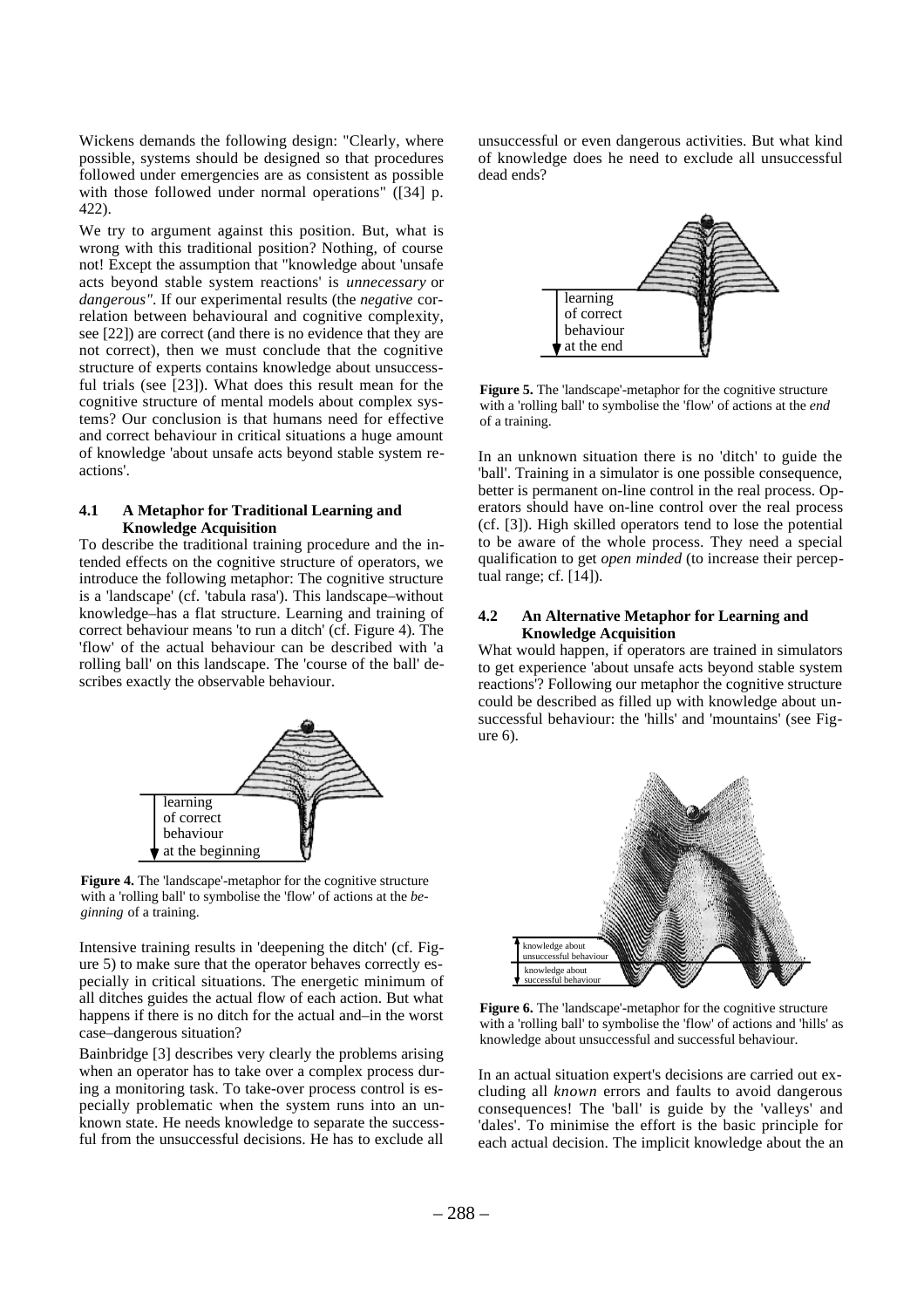Wickens demands the following design: "Clearly, where possible, systems should be designed so that procedures followed under emergencies are as consistent as possible with those followed under normal operations" ([34] p. 422).

We try to argument against this position. But, what is wrong with this traditional position? Nothing, of course not! Except the assumption that "knowledge about 'unsafe acts beyond stable system reactions' is *unnecessary* or *dangerous"*. If our experimental results (the *negative* correlation between behavioural and cognitive complexity, see [22]) are correct (and there is no evidence that they are not correct), then we must conclude that the cognitive structure of experts contains knowledge about unsuccessful trials (see [23]). What does this result mean for the cognitive structure of mental models about complex systems? Our conclusion is that humans need for effective and correct behaviour in critical situations a huge amount of knowledge 'about unsafe acts beyond stable system reactions'.

### 4.1 A Metaphor for Traditional Learning and Knowledge Acquisition

To describe the traditional training procedure and the intended effects on the cognitive structure of operators, we introduce the following metaphor: The cognitive structure is a 'landscape' (cf. 'tabula rasa'). This landscape–without knowledge–has a flat structure. Learning and training of correct behaviour means 'to run a ditch' (cf. Figure 4). The 'flow' of the actual behaviour can be described with 'a rolling ball' on this landscape. The 'course of the ball' describes exactly the observable behaviour.

learning of correct behaviour at the beginning

**Figure 4.** The 'landscape'-metaphor for the cognitive structure with a 'rolling ball' to symbolise the 'flow' of actions at the *beginning* of a training.

Intensive training results in 'deepening the ditch' (cf. Figure 5) to make sure that the operator behaves correctly especially in critical situations. The energetic minimum of all ditches guides the actual flow of each action. But what happens if there is no ditch for the actual and–in the worst case–dangerous situation?

Bainbridge [3] describes very clearly the problems arising when an operator has to take over a complex process during a monitoring task. To take-over process control is especially problematic when the system runs into an unknown state. He needs knowledge to separate the successful from the unsuccessful decisions. He has to exclude all unsuccessful or even dangerous activities. But what kind of knowledge does he need to exclude all unsuccessful dead ends?

learning of correct behaviour at the end

**Figure 5.** The 'landscape'-metaphor for the cognitive structure with a 'rolling ball' to symbolise the 'flow' of actions at the *end* of a training.

In an unknown situation there is no 'ditch' to guide the 'ball'. Training in a simulator is one possible consequence, better is permanent on-line control in the real process. Operators should have on-line control over the real process (cf. [3]). High skilled operators tend to lose the potential to be aware of the whole process. They need a special qualification to get *open minded* (to increase their perceptual range; cf. [14]).

### 4.2 An Alternative Metaphor for Learning and Knowledge Acquisition

What would happen, if operators are trained in simulators to get experience 'about unsafe acts beyond stable system reactions'? Following our metaphor the cognitive structure could be described as filled up with knowledge about unsuccessful behaviour: the 'hills' and 'mountains' (see Figure 6).

knowledge about unsuccessful behaviour

knowledge about successful behaviour

**Figure 6.** The 'landscape'-metaphor for the cognitive structure with a 'rolling ball' to symbolise the 'flow' of actions and 'hills' as knowledge about unsuccessful and successful behaviour.

In an actual situation expert's decisions are carried out excluding all *known* errors and faults to avoid dangerous consequences! The 'ball' is guide by the 'valleys' and 'dales'. To minimise the effort is the basic principle for each actual decision. The implicit knowledge about the an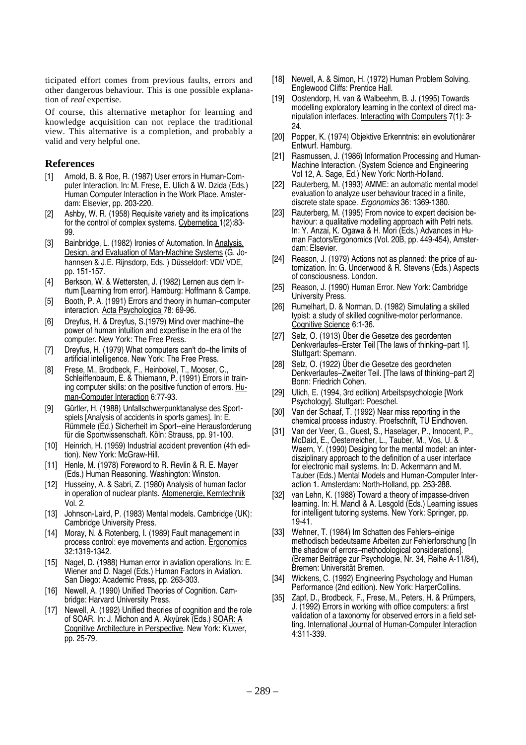ticipated effort comes from previous faults, errors and other dangerous behaviour. This is one possible explanation of *real* expertise.

Of course, this alternative metaphor for learning and knowledge acquisition can not replace the traditional view. This alternative is a completion, and probably a valid and very helpful one.

## References

[1] Arnold, B. & Roe, R. (1987) User errors in Human-Computer Interaction. In: M. Frese, E. Ulich & W. Dzida (Eds.) Human Computer Interaction in the Work Place. Amsterdam: Elsevier, pp. 203-220.

[2] Ashby, W. R. (1958) Requisite variety and its implications for the control of complex systems. Cybernetica 1(2):83-99.

[3] Bainbridge, L. (1982) Ironies of Automation. In Analysis, Design, and Evaluation of Man-Machine Systems (G. Johannsen & J.E. Rijnsdorp, Eds. ) Düsseldorf: VDI/ VDE, pp. 151-157.

[4] Berkson, W. & Wettersten, J. (1982) Lernen aus dem Irrtum [Learning from error]. Hamburg: Hoffmann & Campe.

[5] Booth, P. A. (1991) Errors and theory in human–computer interaction. Acta Psychologica 78: 69-96.

[6] Dreyfus, H. & Dreyfus, S.(1979) Mind over machine–the power of human intuition and expertise in the era of the computer. New York: The Free Press.

[7] Dreyfus, H. (1979) What computers can't do–the limits of artificial intelligence. New York: The Free Press.

[8] Frese, M., Brodbeck, F., Heinbokel, T., Mooser, C., Schleiffenbaum, E. & Thiemann, P. (1991) Errors in training computer skills: on the positive function of errors. Human-Computer Interaction 6:77-93.

[9] Gürtler, H. (1988) Unfallschwerpunktanalyse des Sportspiels [Analysis of accidents in sports games]. In: E. Rümmele (Ed.) Sicherheit im Sport--eine Herausforderung für die Sportwissenschaft. Köln: Strauss, pp. 91-100.

[10] Heinrich, H. (1959) Industrial accident prevention (4th edition). New York: McGraw-Hill.

[11] Henle, M. (1978) Foreword to R. Revlin & R. E. Mayer (Eds.) Human Reasoning. Washington: Winston.

[12] Husseiny, A. & Sabri, Z. (1980) Analysis of human factor in operation of nuclear plants. Atomenergie, Kerntechnik Vol. 2.

[13] Johnson-Laird, P. (1983) Mental models. Cambridge (UK): Cambridge University Press.

[14] Moray, N. & Rotenberg, I. (1989) Fault management in process control: eye movements and action. Ergonomics 32:1319-1342.

[15] Nagel, D. (1988) Human error in aviation operations. In: E. Wiener and D. Nagel (Eds.) Human Factors in Aviation. San Diego: Academic Press, pp. 263-303.

[16] Newell, A. (1990) Unified Theories of Cognition. Cambridge: Harvard University Press.

[17] Newell, A. (1992) Unified theories of cognition and the role of SOAR. In: J. Michon and A. Akyürek (Eds.) SOAR: A Cognitive Architecture in Perspective. New York: Kluwer, pp. 25-79.

[18] Newell, A. & Simon, H. (1972) Human Problem Solving. Englewood Cliffs: Prentice Hall.

[19] Oostendorp, H. van & Walbeehm, B. J. (1995) Towards modelling exploratory learning in the context of direct manipulation interfaces. Interacting with Computers 7(1): 3-24.

[20] Popper, K. (1974) Objektive Erkenntnis: ein evolutionärer Entwurf. Hamburg.

[21] Rasmussen, J. (1986) Information Processing and Human-Machine Interaction. (System Science and Engineering Vol 12, A. Sage, Ed.) New York: North-Holland.

[22] Rauterberg, M. (1993) AMME: an automatic mental model evaluation to analyze user behaviour traced in a finite, discrete state space. *Ergonomics* 36: 1369-1380.

[23] Rauterberg, M. (1995) From novice to expert decision behaviour: a qualitative modelling approach with Petri nets. In: Y. Anzai, K. Ogawa & H. Mori (Eds.) Advances in Human Factors/Ergonomics (Vol. 20B, pp. 449-454), Amsterdam: Elsevier.

[24] Reason, J. (1979) Actions not as planned: the price of automization. In: G. Underwood & R. Stevens (Eds.) Aspects of consciousness. London.

[25] Reason, J. (1990) Human Error. New York: Cambridge University Press.

[26] Rumelhart, D. & Norman, D. (1982) Simulating a skilled typist: a study of skilled cognitive-motor performance. Cognitive Science 6:1-36.

[27] Selz, O. (1913) Über die Gesetze des geordenten Denkverlaufes–Erster Teil [The laws of thinking–part 1]. Stuttgart: Spemann.

[28] Selz, O. (1922) Über die Gesetze des geordneten Denkverlaufes–Zweiter Teil. [The laws of thinking–part 2] Bonn: Friedrich Cohen.

[29] Ulich, E. (1994, 3rd edition) Arbeitspsychologie [Work Psychology]. Stuttgart: Poeschel.

[30] Van der Schaaf, T. (1992) Near miss reporting in the chemical process industry. Proefschrift, TU Eindhoven.

[31] Van der Veer, G., Guest, S., Haselager, P., Innocent, P., McDaid, E., Oesterreicher, L., Tauber, M., Vos, U. & Waern, Y. (1990) Desiging for the mental model: an interdisziplinary approach to the definition of a user interface for electronic mail systems. In: D. Ackermann and M. Tauber (Eds.) Mental Models and Human-Computer Interaction 1. Amsterdam: North-Holland, pp. 253-288.

[32] van Lehn, K. (1988) Toward a theory of impasse-driven learning. In: H. Mandl & A. Lesgold (Eds.) Learning issues for intelligent tutoring systems. New York: Springer, pp. 19-41.

[33] Wehner, T. (1984) Im Schatten des Fehlers–einige methodisch bedeutsame Arbeiten zur Fehlerforschung [In the shadow of errors–methodological considerations]. (Bremer Beiträge zur Psychologie, Nr. 34, Reihe A-11/84), Bremen: Universität Bremen.

[34] Wickens, C. (1992) Engineering Psychology and Human Performance (2nd edition). New York: HarperCollins.

[35] Zapf, D., Brodbeck, F., Frese, M., Peters, H. & Prümpers, J. (1992) Errors in working with office computers: a first validation of a taxonomy for observed errors in a field setting. International Journal of Human-Computer Interaction 4:311-339.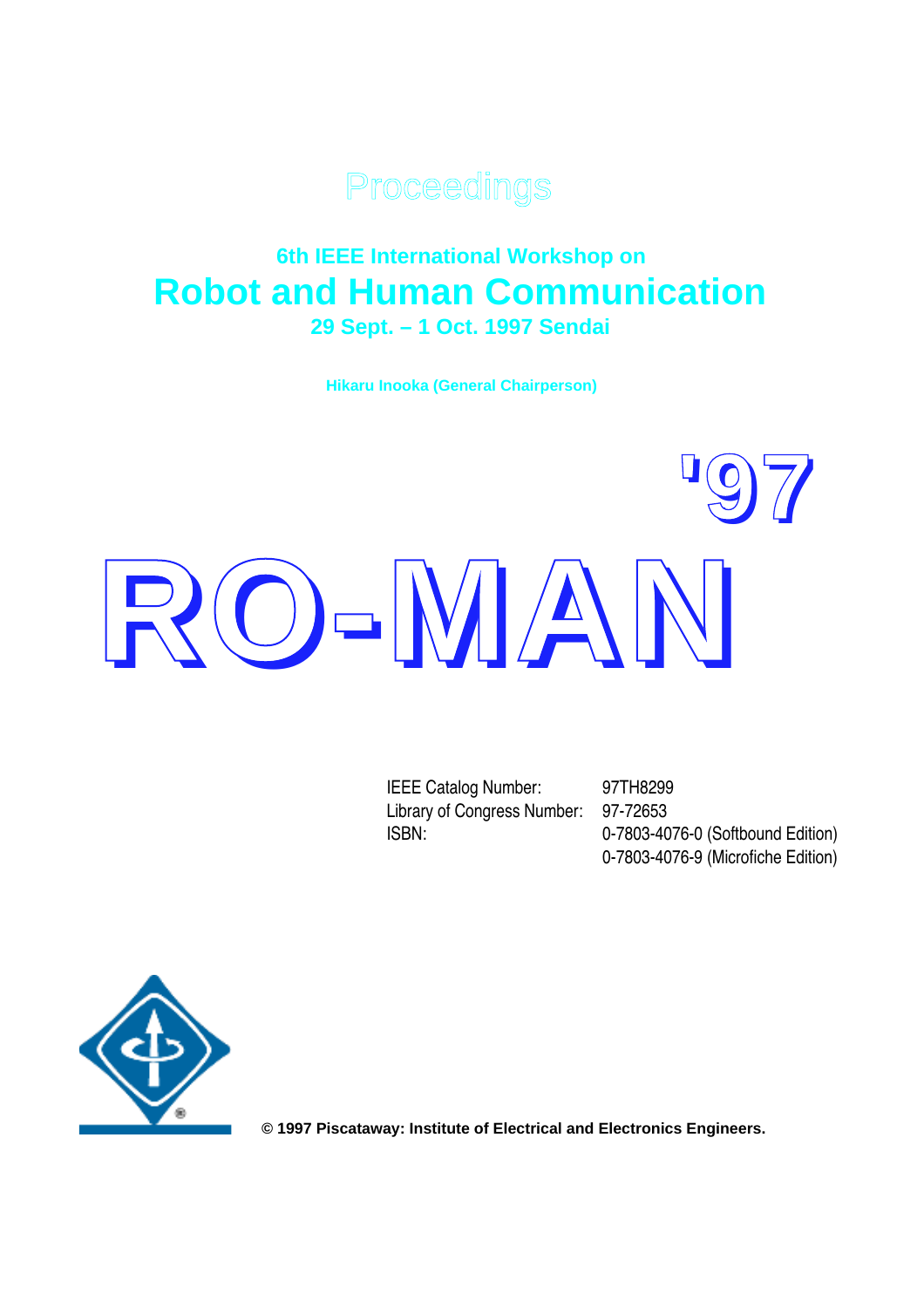# Proceedings

### 6th IEEE International Workshop on

# Robot and Human Communication

### 29 Sept. – 1 Oct. 1997 Sendai

**Hikaru Inooka (General Chairperson)**

# '97

# RO-MAN

| | |
|---|---|
| IEEE Catalog Number: | 97TH8299 |
| Library of Congress Number: | 97-72653 |
| ISBN: | 0-7803-4076-0 (Softbound Edition) |
| | 0-7803-4076-9 (Microfiche Edition) |

**© 1997 Piscataway: Institute of Electrical and Electronics Engineers.**